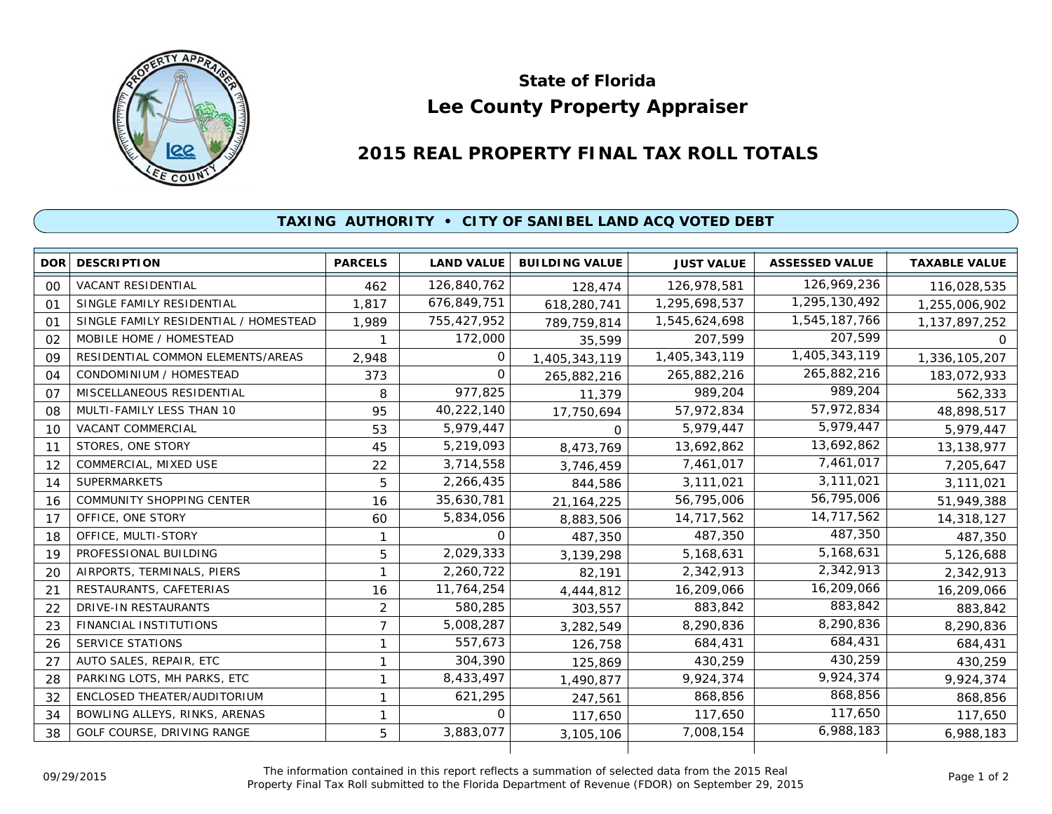# State of Florida
# Lee County Property Appraiser

## 2015 REAL PROPERTY FINAL TAX ROLL TOTALS

### TAXING AUTHORITY • CITY OF SANIBEL LAND ACQ VOTED DEBT

| DOR | DESCRIPTION | PARCELS | LAND VALUE | BUILDING VALUE | JUST VALUE | ASSESSED VALUE | TAXABLE VALUE |
|---|---|---|---|---|---|---|---|
| 00 | VACANT RESIDENTIAL | 462 | 126,840,762 | 128,474 | 126,978,581 | 126,969,236 | 116,028,535 |
| 01 | SINGLE FAMILY RESIDENTIAL | 1,817 | 676,849,751 | 618,280,741 | 1,295,698,537 | 1,295,130,492 | 1,255,006,902 |
| 01 | SINGLE FAMILY RESIDENTIAL / HOMESTEAD | 1,989 | 755,427,952 | 789,759,814 | 1,545,624,698 | 1,545,187,766 | 1,137,897,252 |
| 02 | MOBILE HOME / HOMESTEAD | 1 | 172,000 | 35,599 | 207,599 | 207,599 | 0 |
| 09 | RESIDENTIAL COMMON ELEMENTS/AREAS | 2,948 | 0 | 1,405,343,119 | 1,405,343,119 | 1,405,343,119 | 1,336,105,207 |
| 04 | CONDOMINIUM / HOMESTEAD | 373 | 0 | 265,882,216 | 265,882,216 | 265,882,216 | 183,072,933 |
| 07 | MISCELLANEOUS RESIDENTIAL | 8 | 977,825 | 11,379 | 989,204 | 989,204 | 562,333 |
| 08 | MULTI-FAMILY LESS THAN 10 | 95 | 40,222,140 | 17,750,694 | 57,972,834 | 57,972,834 | 48,898,517 |
| 10 | VACANT COMMERCIAL | 53 | 5,979,447 | 0 | 5,979,447 | 5,979,447 | 5,979,447 |
| 11 | STORES, ONE STORY | 45 | 5,219,093 | 8,473,769 | 13,692,862 | 13,692,862 | 13,138,977 |
| 12 | COMMERCIAL, MIXED USE | 22 | 3,714,558 | 3,746,459 | 7,461,017 | 7,461,017 | 7,205,647 |
| 14 | SUPERMARKETS | 5 | 2,266,435 | 844,586 | 3,111,021 | 3,111,021 | 3,111,021 |
| 16 | COMMUNITY SHOPPING CENTER | 16 | 35,630,781 | 21,164,225 | 56,795,006 | 56,795,006 | 51,949,388 |
| 17 | OFFICE, ONE STORY | 60 | 5,834,056 | 8,883,506 | 14,717,562 | 14,717,562 | 14,318,127 |
| 18 | OFFICE, MULTI-STORY | 1 | 0 | 487,350 | 487,350 | 487,350 | 487,350 |
| 19 | PROFESSIONAL BUILDING | 5 | 2,029,333 | 3,139,298 | 5,168,631 | 5,168,631 | 5,126,688 |
| 20 | AIRPORTS, TERMINALS, PIERS | 1 | 2,260,722 | 82,191 | 2,342,913 | 2,342,913 | 2,342,913 |
| 21 | RESTAURANTS, CAFETERIAS | 16 | 11,764,254 | 4,444,812 | 16,209,066 | 16,209,066 | 16,209,066 |
| 22 | DRIVE-IN RESTAURANTS | 2 | 580,285 | 303,557 | 883,842 | 883,842 | 883,842 |
| 23 | FINANCIAL INSTITUTIONS | 7 | 5,008,287 | 3,282,549 | 8,290,836 | 8,290,836 | 8,290,836 |
| 26 | SERVICE STATIONS | 1 | 557,673 | 126,758 | 684,431 | 684,431 | 684,431 |
| 27 | AUTO SALES, REPAIR, ETC | 1 | 304,390 | 125,869 | 430,259 | 430,259 | 430,259 |
| 28 | PARKING LOTS, MH PARKS, ETC | 1 | 8,433,497 | 1,490,877 | 9,924,374 | 9,924,374 | 9,924,374 |
| 32 | ENCLOSED THEATER/AUDITORIUM | 1 | 621,295 | 247,561 | 868,856 | 868,856 | 868,856 |
| 34 | BOWLING ALLEYS, RINKS, ARENAS | 1 | 0 | 117,650 | 117,650 | 117,650 | 117,650 |
| 38 | GOLF COURSE, DRIVING RANGE | 5 | 3,883,077 | 3,105,106 | 7,008,154 | 6,988,183 | 6,988,183 |

09/29/2015

The information contained in this report reflects a summation of selected data from the 2015 Real Property Final Tax Roll submitted to the Florida Department of Revenue (FDOR) on September 29, 2015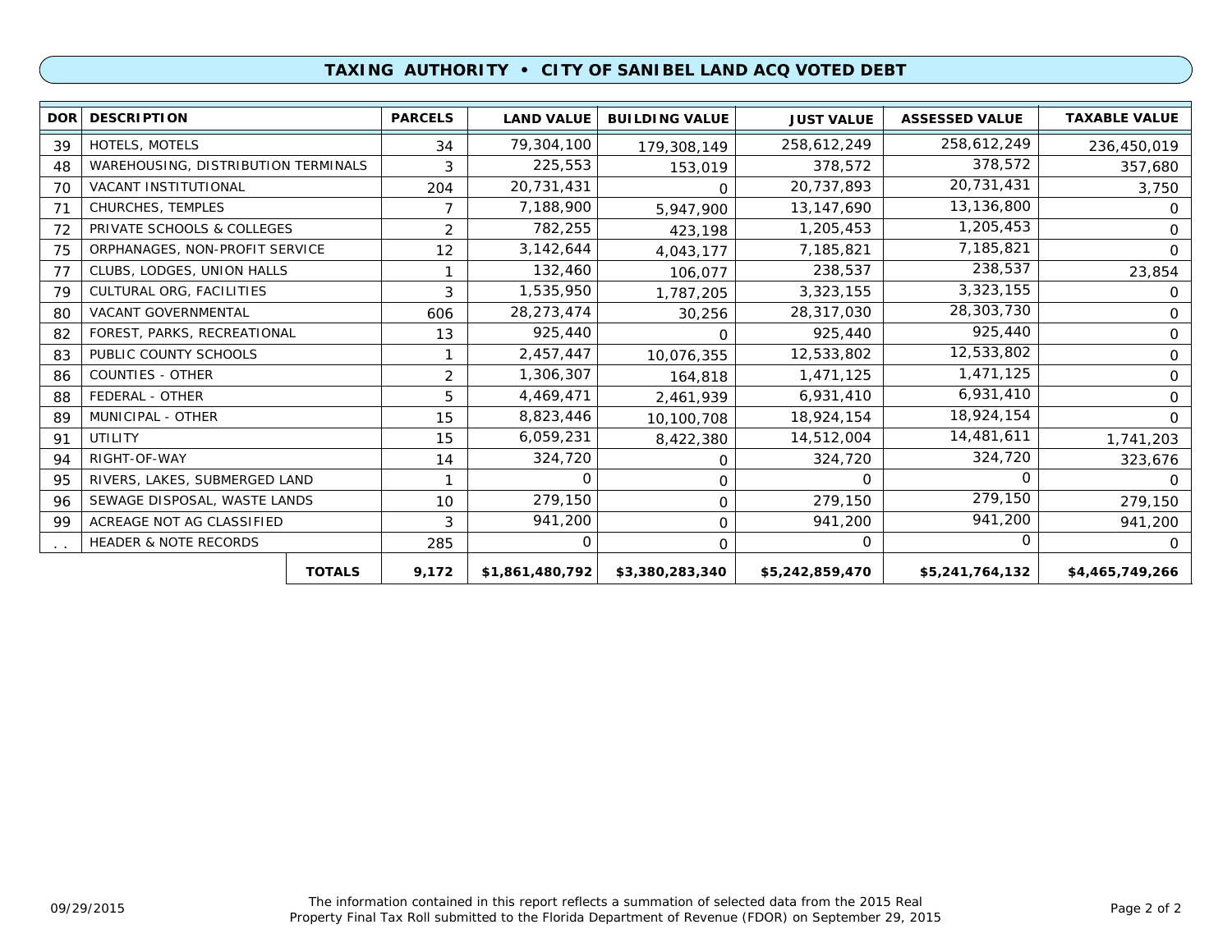## TAXING AUTHORITY • CITY OF SANIBEL LAND ACQ VOTED DEBT

| DOR | DESCRIPTION | PARCELS | LAND VALUE | BUILDING VALUE | JUST VALUE | ASSESSED VALUE | TAXABLE VALUE |
|---|---|---|---|---|---|---|---|
| 39 | HOTELS, MOTELS | 34 | 79,304,100 | 179,308,149 | 258,612,249 | 258,612,249 | 236,450,019 |
| 48 | WAREHOUSING, DISTRIBUTION TERMINALS | 3 | 225,553 | 153,019 | 378,572 | 378,572 | 357,680 |
| 70 | VACANT INSTITUTIONAL | 204 | 20,731,431 | 0 | 20,737,893 | 20,731,431 | 3,750 |
| 71 | CHURCHES, TEMPLES | 7 | 7,188,900 | 5,947,900 | 13,147,690 | 13,136,800 | 0 |
| 72 | PRIVATE SCHOOLS & COLLEGES | 2 | 782,255 | 423,198 | 1,205,453 | 1,205,453 | 0 |
| 75 | ORPHANAGES, NON-PROFIT SERVICE | 12 | 3,142,644 | 4,043,177 | 7,185,821 | 7,185,821 | 0 |
| 77 | CLUBS, LODGES, UNION HALLS | 1 | 132,460 | 106,077 | 238,537 | 238,537 | 23,854 |
| 79 | CULTURAL ORG, FACILITIES | 3 | 1,535,950 | 1,787,205 | 3,323,155 | 3,323,155 | 0 |
| 80 | VACANT GOVERNMENTAL | 606 | 28,273,474 | 30,256 | 28,317,030 | 28,303,730 | 0 |
| 82 | FOREST, PARKS, RECREATIONAL | 13 | 925,440 | 0 | 925,440 | 925,440 | 0 |
| 83 | PUBLIC COUNTY SCHOOLS | 1 | 2,457,447 | 10,076,355 | 12,533,802 | 12,533,802 | 0 |
| 86 | COUNTIES - OTHER | 2 | 1,306,307 | 164,818 | 1,471,125 | 1,471,125 | 0 |
| 88 | FEDERAL - OTHER | 5 | 4,469,471 | 2,461,939 | 6,931,410 | 6,931,410 | 0 |
| 89 | MUNICIPAL - OTHER | 15 | 8,823,446 | 10,100,708 | 18,924,154 | 18,924,154 | 0 |
| 91 | UTILITY | 15 | 6,059,231 | 8,422,380 | 14,512,004 | 14,481,611 | 1,741,203 |
| 94 | RIGHT-OF-WAY | 14 | 324,720 | 0 | 324,720 | 324,720 | 323,676 |
| 95 | RIVERS, LAKES, SUBMERGED LAND | 1 | 0 | 0 | 0 | 0 | 0 |
| 96 | SEWAGE DISPOSAL, WASTE LANDS | 10 | 279,150 | 0 | 279,150 | 279,150 | 279,150 |
| 99 | ACREAGE NOT AG CLASSIFIED | 3 | 941,200 | 0 | 941,200 | 941,200 | 941,200 |
| . . | HEADER & NOTE RECORDS | 285 | 0 | 0 | 0 | 0 | 0 |
| | **TOTALS** | **9,172** | **$1,861,480,792** | **$3,380,283,340** | **$5,242,859,470** | **$5,241,764,132** | **$4,465,749,266** |

09/29/2015

The information contained in this report reflects a summation of selected data from the 2015 Real Property Final Tax Roll submitted to the Florida Department of Revenue (FDOR) on September 29, 2015